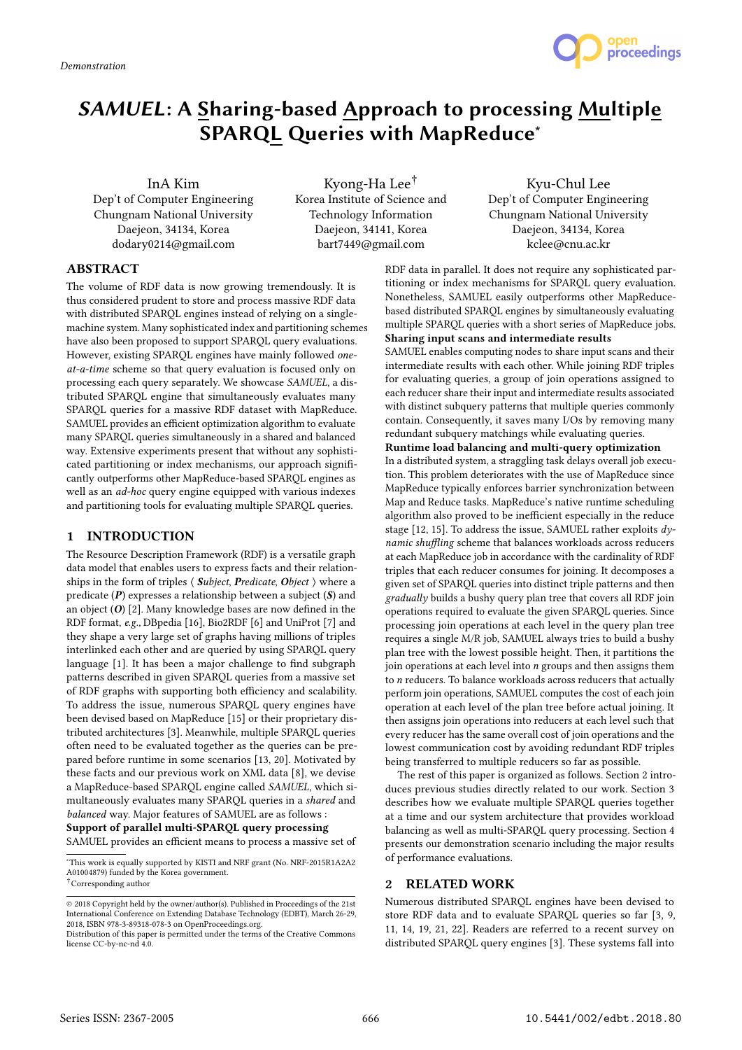Demonstration

# *SAMUEL*: A Sharing-based Approach to processing Multiple SPARQL Queries with MapReduce*

InA Kim
Dep't of Computer Engineering
Chungnam National University
Daejeon, 34134, Korea
dodary0214@gmail.com

Kyong-Ha Lee[†]
Korea Institute of Science and Technology Information
Daejeon, 34141, Korea
bart7449@gmail.com

Kyu-Chul Lee
Dep't of Computer Engineering
Chungnam National University
Daejeon, 34134, Korea
kclee@cnu.ac.kr

## ABSTRACT

The volume of RDF data is now growing tremendously. It is thus considered prudent to store and process massive RDF data with distributed SPARQL engines instead of relying on a single-machine system. Many sophisticated index and partitioning schemes have also been proposed to support SPARQL query evaluations. However, existing SPARQL engines have mainly followed *one-at-a-time* scheme so that query evaluation is focused only on processing each query separately. We showcase *SAMUEL*, a distributed SPARQL engine that simultaneously evaluates many SPARQL queries for a massive RDF dataset with MapReduce. SAMUEL provides an efficient optimization algorithm to evaluate many SPARQL queries simultaneously in a shared and balanced way. Extensive experiments present that without any sophisticated partitioning or index mechanisms, our approach significantly outperforms other MapReduce-based SPARQL engines as well as an *ad-hoc* query engine equipped with various indexes and partitioning tools for evaluating multiple SPARQL queries.

## 1 INTRODUCTION

The Resource Description Framework (RDF) is a versatile graph data model that enables users to express facts and their relationships in the form of triples ⟨ ***S****ubject*, ***P****redicate*, ***O****bject* ⟩ where a predicate (***P***) expresses a relationship between a subject (***S***) and an object (***O***) [2]. Many knowledge bases are now defined in the RDF format, *e.g.*, DBpedia [16], Bio2RDF [6] and UniProt [7] and they shape a very large set of graphs having millions of triples interlinked each other and are queried by using SPARQL query language [1]. It has been a major challenge to find subgraph patterns described in given SPARQL queries from a massive set of RDF graphs with supporting both efficiency and scalability. To address the issue, numerous SPARQL query engines have been devised based on MapReduce [15] or their proprietary distributed architectures [3]. Meanwhile, multiple SPARQL queries often need to be evaluated together as the queries can be prepared before runtime in some scenarios [13, 20]. Motivated by these facts and our previous work on XML data [8], we devise a MapReduce-based SPARQL engine called *SAMUEL*, which simultaneously evaluates many SPARQL queries in a *shared* and *balanced* way. Major features of SAMUEL are as follows :

**Support of parallel multi-SPARQL query processing**
SAMUEL provides an efficient means to process a massive set of RDF data in parallel. It does not require any sophisticated partitioning or index mechanisms for SPARQL query evaluation. Nonetheless, SAMUEL easily outperforms other MapReduce-based distributed SPARQL engines by simultaneously evaluating multiple SPARQL queries with a short series of MapReduce jobs.

**Sharing input scans and intermediate results**
SAMUEL enables computing nodes to share input scans and their intermediate results with each other. While joining RDF triples for evaluating queries, a group of join operations assigned to each reducer share their input and intermediate results associated with distinct subquery patterns that multiple queries commonly contain. Consequently, it saves many I/Os by removing many redundant subquery matchings while evaluating queries.

**Runtime load balancing and multi-query optimization**
In a distributed system, a straggling task delays overall job execution. This problem deteriorates with the use of MapReduce since MapReduce typically enforces barrier synchronization between Map and Reduce tasks. MapReduce's native runtime scheduling algorithm also proved to be inefficient especially in the reduce stage [12, 15]. To address the issue, SAMUEL rather exploits *dynamic shuffling* scheme that balances workloads across reducers at each MapReduce job in accordance with the cardinality of RDF triples that each reducer consumes for joining. It decomposes a given set of SPARQL queries into distinct triple patterns and then *gradually* builds a bushy query plan tree that covers all RDF join operations required to evaluate the given SPARQL queries. Since processing join operations at each level in the query plan tree requires a single M/R job, SAMUEL always tries to build a bushy plan tree with the lowest possible height. Then, it partitions the join operations at each level into $n$ groups and then assigns them to $n$ reducers. To balance workloads across reducers that actually perform join operations, SAMUEL computes the cost of each join operation at each level of the plan tree before actual joining. It then assigns join operations into reducers at each level such that every reducer has the same overall cost of join operations and the lowest communication cost by avoiding redundant RDF triples being transferred to multiple reducers so far as possible.

The rest of this paper is organized as follows. Section 2 introduces previous studies directly related to our work. Section 3 describes how we evaluate multiple SPARQL queries together at a time and our system architecture that provides workload balancing as well as multi-SPARQL query processing. Section 4 presents our demonstration scenario including the major results of performance evaluations.

## 2 RELATED WORK

Numerous distributed SPARQL engines have been devised to store RDF data and to evaluate SPARQL queries so far [3, 9, 11, 14, 19, 21, 22]. Readers are referred to a recent survey on distributed SPARQL query engines [3]. These systems fall into

---

*This work is equally supported by KISTI and NRF grant (No. NRF-2015R1A2A2A01004879) funded by the Korea government.
[†]Corresponding author

© 2018 Copyright held by the owner/author(s). Published in Proceedings of the 21st International Conference on Extending Database Technology (EDBT), March 26-29, 2018, ISBN 978-3-89318-078-3 on OpenProceedings.org.
Distribution of this paper is permitted under the terms of the Creative Commons license CC-by-nc-nd 4.0.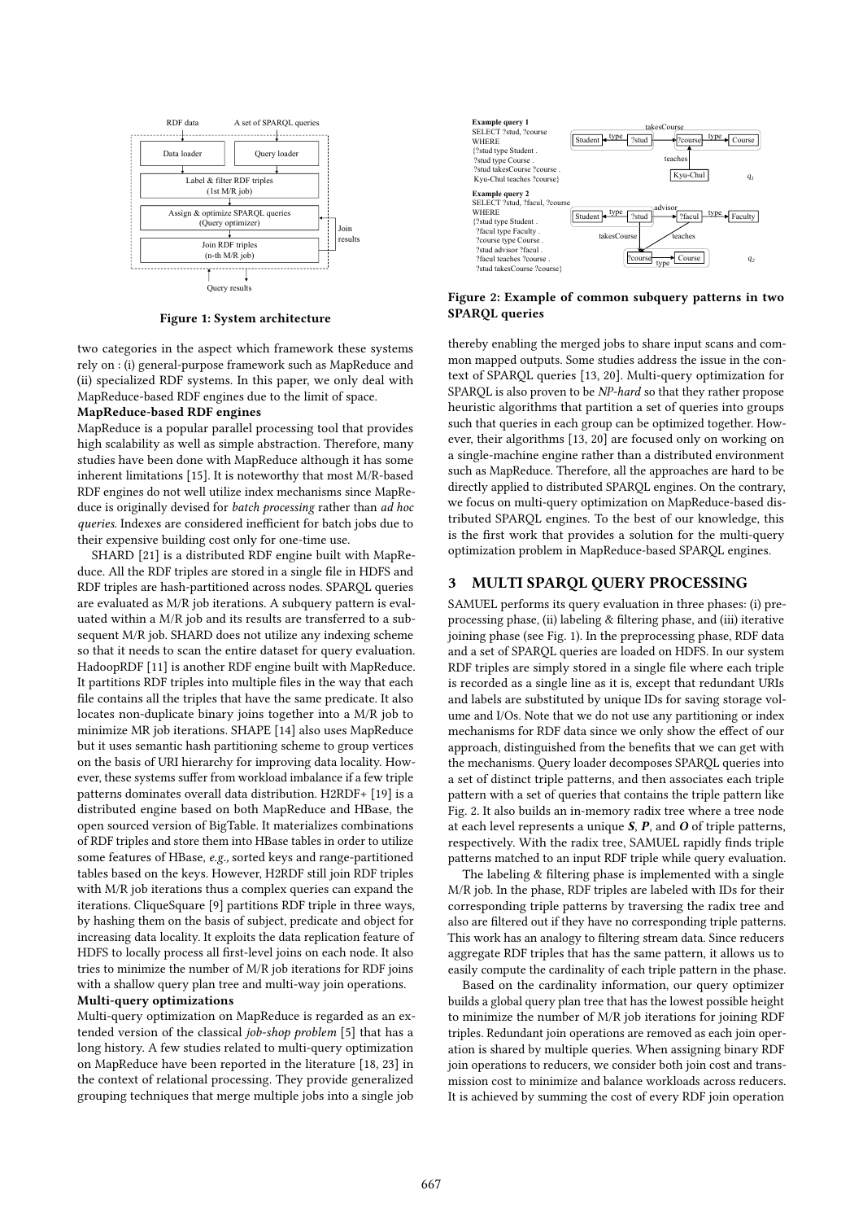Figure 1: System architecture

two categories in the aspect which framework these systems rely on : (i) general-purpose framework such as MapReduce and (ii) specialized RDF systems. In this paper, we only deal with MapReduce-based RDF engines due to the limit of space.

**MapReduce-based RDF engines**

MapReduce is a popular parallel processing tool that provides high scalability as well as simple abstraction. Therefore, many studies have been done with MapReduce although it has some inherent limitations [15]. It is noteworthy that most M/R-based RDF engines do not well utilize index mechanisms since MapReduce is originally devised for *batch processing* rather than *ad hoc queries*. Indexes are considered inefficient for batch jobs due to their expensive building cost only for one-time use.

SHARD [21] is a distributed RDF engine built with MapReduce. All the RDF triples are stored in a single file in HDFS and RDF triples are hash-partitioned across nodes. SPARQL queries are evaluated as M/R job iterations. A subquery pattern is evaluated within a M/R job and its results are transferred to a subsequent M/R job. SHARD does not utilize any indexing scheme so that it needs to scan the entire dataset for query evaluation. HadoopRDF [11] is another RDF engine built with MapReduce. It partitions RDF triples into multiple files in the way that each file contains all the triples that have the same predicate. It also locates non-duplicate binary joins together into a M/R job to minimize MR job iterations. SHAPE [14] also uses MapReduce but it uses semantic hash partitioning scheme to group vertices on the basis of URI hierarchy for improving data locality. However, these systems suffer from workload imbalance if a few triple patterns dominates overall data distribution. H2RDF+ [19] is a distributed engine based on both MapReduce and HBase, the open sourced version of BigTable. It materializes combinations of RDF triples and store them into HBase tables in order to utilize some features of HBase, *e.g.*, sorted keys and range-partitioned tables based on the keys. However, H2RDF still join RDF triples with M/R job iterations thus a complex queries can expand the iterations. CliqueSquare [9] partitions RDF triple in three ways, by hashing them on the basis of subject, predicate and object for increasing data locality. It exploits the data replication feature of HDFS to locally process all first-level joins on each node. It also tries to minimize the number of M/R job iterations for RDF joins with a shallow query plan tree and multi-way join operations.

**Multi-query optimizations**

Multi-query optimization on MapReduce is regarded as an extended version of the classical *job-shop problem* [5] that has a long history. A few studies related to multi-query optimization on MapReduce have been reported in the literature [18, 23] in the context of relational processing. They provide generalized grouping techniques that merge multiple jobs into a single job thereby enabling the merged jobs to share input scans and common mapped outputs. Some studies address the issue in the context of SPARQL queries [13, 20]. Multi-query optimization for SPARQL is also proven to be *NP-hard* so that they rather propose heuristic algorithms that partition a set of queries into groups such that queries in each group can be optimized together. However, their algorithms [13, 20] are focused only on working on a single-machine engine rather than a distributed environment such as MapReduce. Therefore, all the approaches are hard to be directly applied to distributed SPARQL engines. On the contrary, we focus on multi-query optimization on MapReduce-based distributed SPARQL engines. To the best of our knowledge, this is the first work that provides a solution for the multi-query optimization problem in MapReduce-based SPARQL engines.

Figure 2: Example of common subquery patterns in two SPARQL queries

## 3 MULTI SPARQL QUERY PROCESSING

SAMUEL performs its query evaluation in three phases: (i) preprocessing phase, (ii) labeling & filtering phase, and (iii) iterative joining phase (see Fig. 1). In the preprocessing phase, RDF data and a set of SPARQL queries are loaded on HDFS. In our system RDF triples are simply stored in a single file where each triple is recorded as a single line as it is, except that redundant URIs and labels are substituted by unique IDs for saving storage volume and I/Os. Note that we do not use any partitioning or index mechanisms for RDF data since we only show the effect of our approach, distinguished from the benefits that we can get with the mechanisms. Query loader decomposes SPARQL queries into a set of distinct triple patterns, and then associates each triple pattern with a set of queries that contains the triple pattern like Fig. 2. It also builds an in-memory radix tree where a tree node at each level represents a unique ***S***, ***P***, and ***O*** of triple patterns, respectively. With the radix tree, SAMUEL rapidly finds triple patterns matched to an input RDF triple while query evaluation.

The labeling & filtering phase is implemented with a single M/R job. In the phase, RDF triples are labeled with IDs for their corresponding triple patterns by traversing the radix tree and also are filtered out if they have no corresponding triple patterns. This work has an analogy to filtering stream data. Since reducers aggregate RDF triples that has the same pattern, it allows us to easily compute the cardinality of each triple pattern in the phase.

Based on the cardinality information, our query optimizer builds a global query plan tree that has the lowest possible height to minimize the number of M/R job iterations for joining RDF triples. Redundant join operations are removed as each join operation is shared by multiple queries. When assigning binary RDF join operations to reducers, we consider both join cost and transmission cost to minimize and balance workloads across reducers. It is achieved by summing the cost of every RDF join operation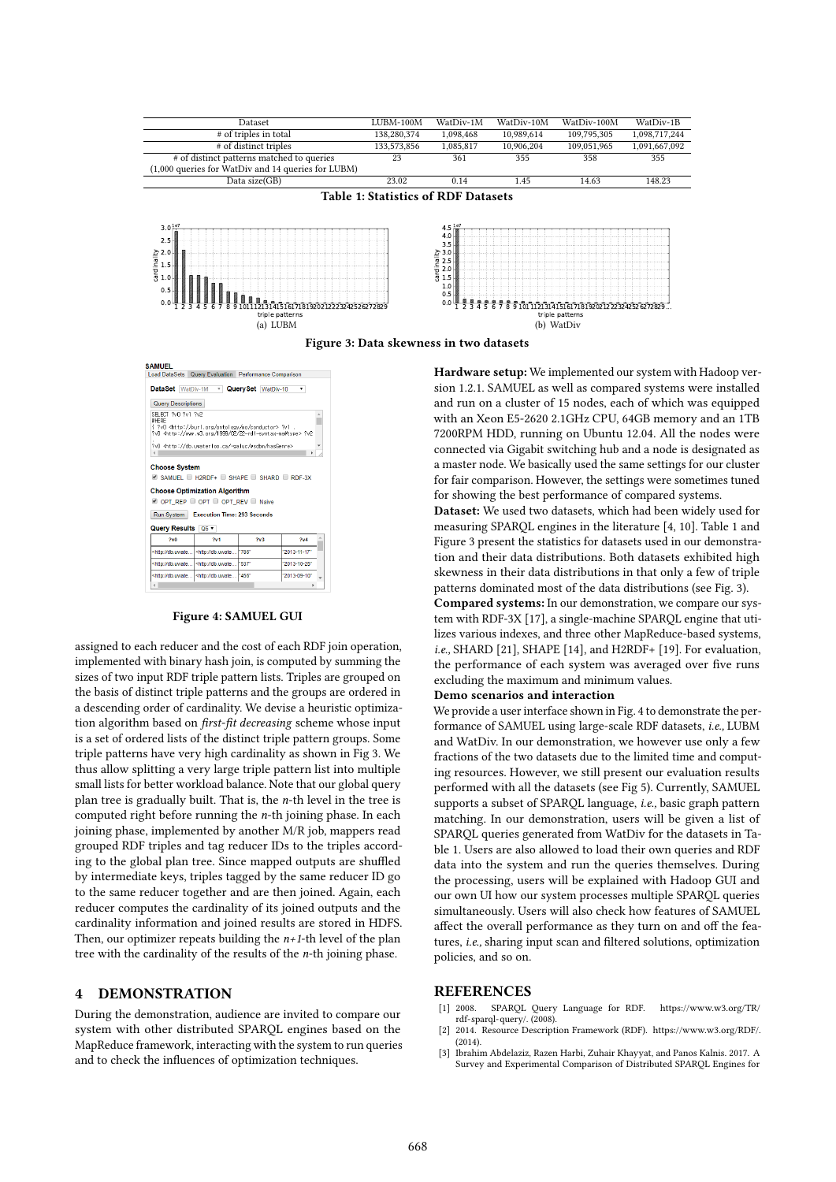| Dataset | LUBM-100M | WatDiv-1M | WatDiv-10M | WatDiv-100M | WatDiv-1B |
|---|---|---|---|---|---|
| # of triples in total | 138,280,374 | 1,098,468 | 10,989,614 | 109,795,305 | 1,098,717,244 |
| # of distinct triples | 133,573,856 | 1,085,817 | 10,906,204 | 109,051,965 | 1,091,667,092 |
| # of distinct patterns matched to queries (1,000 queries for WatDiv and 14 queries for LUBM) | 23 | 361 | 355 | 358 | 355 |
| Data size(GB) | 23.02 | 0.14 | 1.45 | 14.63 | 148.23 |

**Table 1: Statistics of RDF Datasets**

(a) LUBM (b) WatDiv

**Figure 3: Data skewness in two datasets**

**Figure 4: SAMUEL GUI**

assigned to each reducer and the cost of each RDF join operation, implemented with binary hash join, is computed by summing the sizes of two input RDF triple pattern lists. Triples are grouped on the basis of distinct triple patterns and the groups are ordered in a descending order of cardinality. We devise a heuristic optimization algorithm based on *first-fit decreasing* scheme whose input is a set of ordered lists of the distinct triple pattern groups. Some triple patterns have very high cardinality as shown in Fig 3. We thus allow splitting a very large triple pattern list into multiple small lists for better workload balance. Note that our global query plan tree is gradually built. That is, the $n$-th level in the tree is computed right before running the $n$-th joining phase. In each joining phase, implemented by another M/R job, mappers read grouped RDF triples and tag reducer IDs to the triples according to the global plan tree. Since mapped outputs are shuffled by intermediate keys, triples tagged by the same reducer ID go to the same reducer together and are then joined. Again, each reducer computes the cardinality of its joined outputs and the cardinality information and joined results are stored in HDFS. Then, our optimizer repeats building the $n+1$-th level of the plan tree with the cardinality of the results of the $n$-th joining phase.

## 4 DEMONSTRATION

During the demonstration, audience are invited to compare our system with other distributed SPARQL engines based on the MapReduce framework, interacting with the system to run queries and to check the influences of optimization techniques.

**Hardware setup:** We implemented our system with Hadoop version 1.2.1. SAMUEL as well as compared systems were installed and run on a cluster of 15 nodes, each of which was equipped with an Xeon E5-2620 2.1GHz CPU, 64GB memory and an 1TB 7200RPM HDD, running on Ubuntu 12.04. All the nodes were connected via Gigabit switching hub and a node is designated as a master node. We basically used the same settings for our cluster for fair comparison. However, the settings were sometimes tuned for showing the best performance of compared systems.

**Dataset:** We used two datasets, which had been widely used for measuring SPARQL engines in the literature [4, 10]. Table 1 and Figure 3 present the statistics for datasets used in our demonstration and their data distributions. Both datasets exhibited high skewness in their data distributions in that only a few of triple patterns dominated most of the data distributions (see Fig. 3).

**Compared systems:** In our demonstration, we compare our system with RDF-3X [17], a single-machine SPARQL engine that utilizes various indexes, and three other MapReduce-based systems, *i.e.,* SHARD [21], SHAPE [14], and H2RDF+ [19]. For evaluation, the performance of each system was averaged over five runs excluding the maximum and minimum values.

**Demo scenarios and interaction**

We provide a user interface shown in Fig. 4 to demonstrate the performance of SAMUEL using large-scale RDF datasets, *i.e.,* LUBM and WatDiv. In our demonstration, we however use only a few fractions of the two datasets due to the limited time and computing resources. However, we still present our evaluation results performed with all the datasets (see Fig 5). Currently, SAMUEL supports a subset of SPARQL language, *i.e.,* basic graph pattern matching. In our demonstration, users will be given a list of SPARQL queries generated from WatDiv for the datasets in Table 1. Users are also allowed to load their own queries and RDF data into the system and run the queries themselves. During the processing, users will be explained with Hadoop GUI and our own UI how our system processes multiple SPARQL queries simultaneously. Users will also check how features of SAMUEL affect the overall performance as they turn on and off the features, *i.e.,* sharing input scan and filtered solutions, optimization policies, and so on.

## REFERENCES

[1] 2008. SPARQL Query Language for RDF. https://www.w3.org/TR/rdf-sparql-query/. (2008).

[2] 2014. Resource Description Framework (RDF). https://www.w3.org/RDF/. (2014).

[3] Ibrahim Abdelaziz, Razen Harbi, Zuhair Khayyat, and Panos Kalnis. 2017. A Survey and Experimental Comparison of Distributed SPARQL Engines for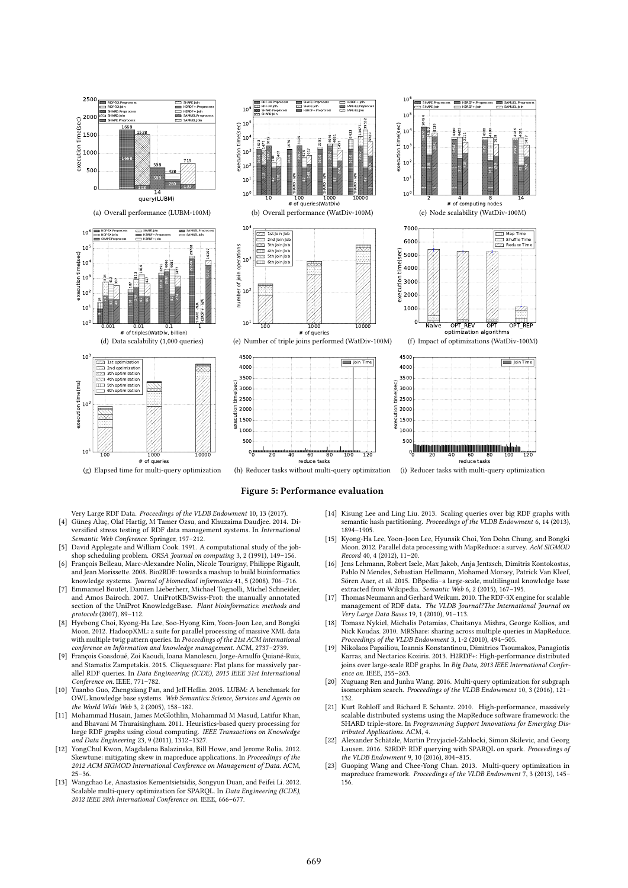(a) Overall performance (LUBM-100M)

(b) Overall performance (WatDiv-100M)

(c) Node scalability (WatDiv-100M)

(d) Data scalability (1,000 queries)

(e) Number of triple joins performed (WatDiv-100M)

(f) Impact of optimizations (WatDiv-100M)

(g) Elapsed time for multi-query optimization

(h) Reducer tasks without multi-query optimization

(i) Reducer tasks with multi-query optimization

**Figure 5: Performance evaluation**

Very Large RDF Data. *Proceedings of the VLDB Endowment* 10, 13 (2017).

[4] Güneş Aluç, Olaf Hartig, M Tamer Özsu, and Khuzaima Daudjee. 2014. Diversified stress testing of RDF data management systems. In *International Semantic Web Conference*. Springer, 197–212.

[5] David Applegate and William Cook. 1991. A computational study of the job-shop scheduling problem. *ORSA Journal on computing* 3, 2 (1991), 149–156.

[6] François Belleau, Marc-Alexandre Nolin, Nicole Tourigny, Philippe Rigault, and Jean Morissette. 2008. Bio2RDF: towards a mashup to build bioinformatics knowledge systems. *Journal of biomedical informatics* 41, 5 (2008), 706–716.

[7] Emmanuel Boutet, Damien Lieberherr, Michael Tognolli, Michel Schneider, and Amos Bairoch. 2007. UniProtKB/Swiss-Prot: the manually annotated section of the UniProt KnowledgeBase. *Plant bioinformatics: methods and protocols* (2007), 89–112.

[8] Hyebong Choi, Kyong-Ha Lee, Soo-Hyong Kim, Yoon-Joon Lee, and Bongki Moon. 2012. HadoopXML: a suite for parallel processing of massive XML data with multiple twig pattern queries. In *Proceedings of the 21st ACM international conference on Information and knowledge management*. ACM, 2737–2739.

[9] François Goasdoué, Zoi Kaoudi, Ioana Manolescu, Jorge-Arnulfo Quiané-Ruiz, and Stamatis Zampetakis. 2015. Cliquesquare: Flat plans for massively parallel RDF queries. In *Data Engineering (ICDE), 2015 IEEE 31st International Conference on*. IEEE, 771–782.

[10] Yuanbo Guo, Zhengxiang Pan, and Jeff Heflin. 2005. LUBM: A benchmark for OWL knowledge base systems. *Web Semantics: Science, Services and Agents on the World Wide Web* 3, 2 (2005), 158–182.

[11] Mohammad Husain, James McGlothlin, Mohammad M Masud, Latifur Khan, and Bhavani M Thuraisingham. 2011. Heuristics-based query processing for large RDF graphs using cloud computing. *IEEE Transactions on Knowledge and Data Engineering* 23, 9 (2011), 1312–1327.

[12] YongChul Kwon, Magdalena Balazinska, Bill Howe, and Jerome Rolia. 2012. Skewtune: mitigating skew in mapreduce applications. In *Proceedings of the 2012 ACM SIGMOD International Conference on Management of Data*. ACM, 25–36.

[13] Wangchao Le, Anastasios Kementsietsidis, Songyun Duan, and Feifei Li. 2012. Scalable multi-query optimization for SPARQL. In *Data Engineering (ICDE), 2012 IEEE 28th International Conference on*. IEEE, 666–677.

[14] Kisung Lee and Ling Liu. 2013. Scaling queries over big RDF graphs with semantic hash partitioning. *Proceedings of the VLDB Endowment* 6, 14 (2013), 1894–1905.

[15] Kyong-Ha Lee, Yoon-Joon Lee, Hyunsik Choi, Yon Dohn Chung, and Bongki Moon. 2012. Parallel data processing with MapReduce: a survey. *AcM sIGMoD Record* 40, 4 (2012), 11–20.

[16] Jens Lehmann, Robert Isele, Max Jakob, Anja Jentzsch, Dimitris Kontokostas, Pablo N Mendes, Sebastian Hellmann, Mohamed Morsey, Patrick Van Kleef, Sören Auer, et al. 2015. DBpedia–a large-scale, multilingual knowledge base extracted from Wikipedia. *Semantic Web* 6, 2 (2015), 167–195.

[17] Thomas Neumann and Gerhard Weikum. 2010. The RDF-3X engine for scalable management of RDF data. *The VLDB Journal?The International Journal on Very Large Data Bases* 19, 1 (2010), 91–113.

[18] Tomasz Nykiel, Michalis Potamias, Chaitanya Mishra, George Kollios, and Nick Koudas. 2010. MRShare: sharing across multiple queries in MapReduce. *Proceedings of the VLDB Endowment* 3, 1-2 (2010), 494–505.

[19] Nikolaos Papailiou, Ioannis Konstantinou, Dimitrios Tsoumakos, Panagiotis Karras, and Nectarios Koziris. 2013. H2RDF+: High-performance distributed joins over large-scale RDF graphs. In *Big Data, 2013 IEEE International Conference on*. IEEE, 255–263.

[20] Xuguang Ren and Junhu Wang. 2016. Multi-query optimization for subgraph isomorphism search. *Proceedings of the VLDB Endowment* 10, 3 (2016), 121–132.

[21] Kurt Rohloff and Richard E Schantz. 2010. High-performance, massively scalable distributed systems using the MapReduce software framework: the SHARD triple-store. In *Programming Support Innovations for Emerging Distributed Applications*. ACM, 4.

[22] Alexander Schätzle, Martin Przyjaciel-Zablocki, Simon Skilevic, and Georg Lausen. 2016. S2RDF: RDF querying with SPARQL on spark. *Proceedings of the VLDB Endowment* 9, 10 (2016), 804–815.

[23] Guoping Wang and Chee-Yong Chan. 2013. Multi-query optimization in mapreduce framework. *Proceedings of the VLDB Endowment* 7, 3 (2013), 145–156.